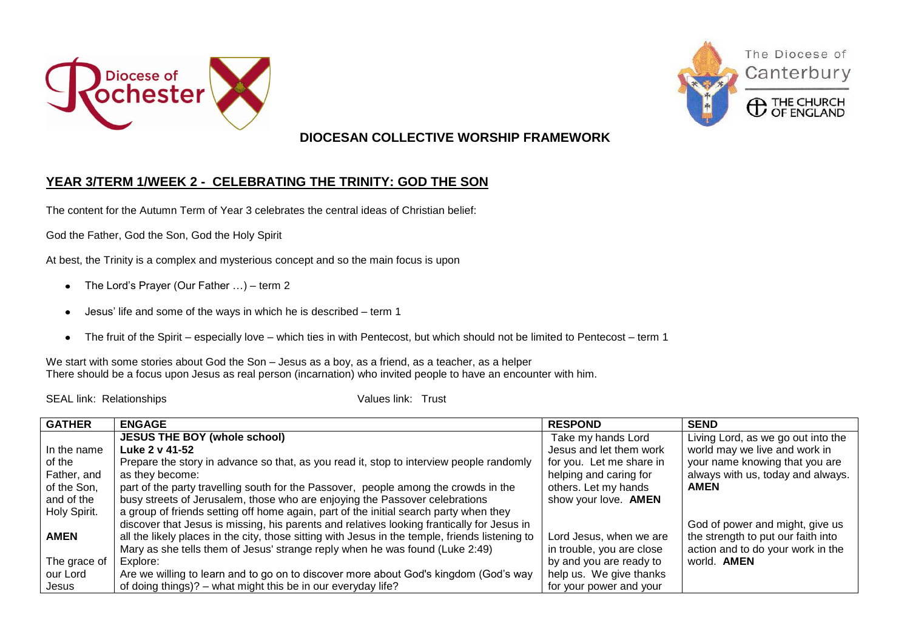## DIOCESAN COLLECTIVE WORSHIP FRAMEWORK

## YEAR 3/TERM 1/WEEK 2 - CELEBRATING THE TRINITY: GOD THE SON

The content for the Autumn Term of Year 3 celebrates the central ideas of Christian belief:

God the Father, God the Son, God the Holy Spirit

At best, the Trinity is a complex and mysterious concept and so the main focus is upon

- The Lord's Prayer (Our Father …) – term 2
- Jesus' life and some of the ways in which he is described – term 1
- The fruit of the Spirit – especially love – which ties in with Pentecost, but which should not be limited to Pentecost – term 1

We start with some stories about God the Son – Jesus as a boy, as a friend, as a teacher, as a helper
There should be a focus upon Jesus as real person (incarnation) who invited people to have an encounter with him.

SEAL link: Relationships Values link: Trust

| GATHER | ENGAGE | RESPOND | SEND |
|---|---|---|---|
| In the name of the Father, and of the Son, and of the Holy Spirit.<br><br>**AMEN**<br><br>The grace of our Lord Jesus | **JESUS THE BOY (whole school)**<br>**Luke 2 v 41-52**<br>Prepare the story in advance so that, as you read it, stop to interview people randomly as they become:<br>part of the party travelling south for the Passover, people among the crowds in the busy streets of Jerusalem, those who are enjoying the Passover celebrations<br>a group of friends setting off home again, part of the initial search party when they discover that Jesus is missing, his parents and relatives looking frantically for Jesus in all the likely places in the city, those sitting with Jesus in the temple, friends listening to Mary as she tells them of Jesus' strange reply when he was found (Luke 2:49)<br>Explore:<br>Are we willing to learn and to go on to discover more about God's kingdom (God's way of doing things)? – what might this be in our everyday life? | Take my hands Lord Jesus and let them work for you. Let me share in helping and caring for others. Let my hands show your love. **AMEN**<br><br>Lord Jesus, when we are in trouble, you are close by and you are ready to help us. We give thanks for your power and your | Living Lord, as we go out into the world may we live and work in your name knowing that you are always with us, today and always. **AMEN**<br><br>God of power and might, give us the strength to put our faith into action and to do your work in the world. **AMEN** |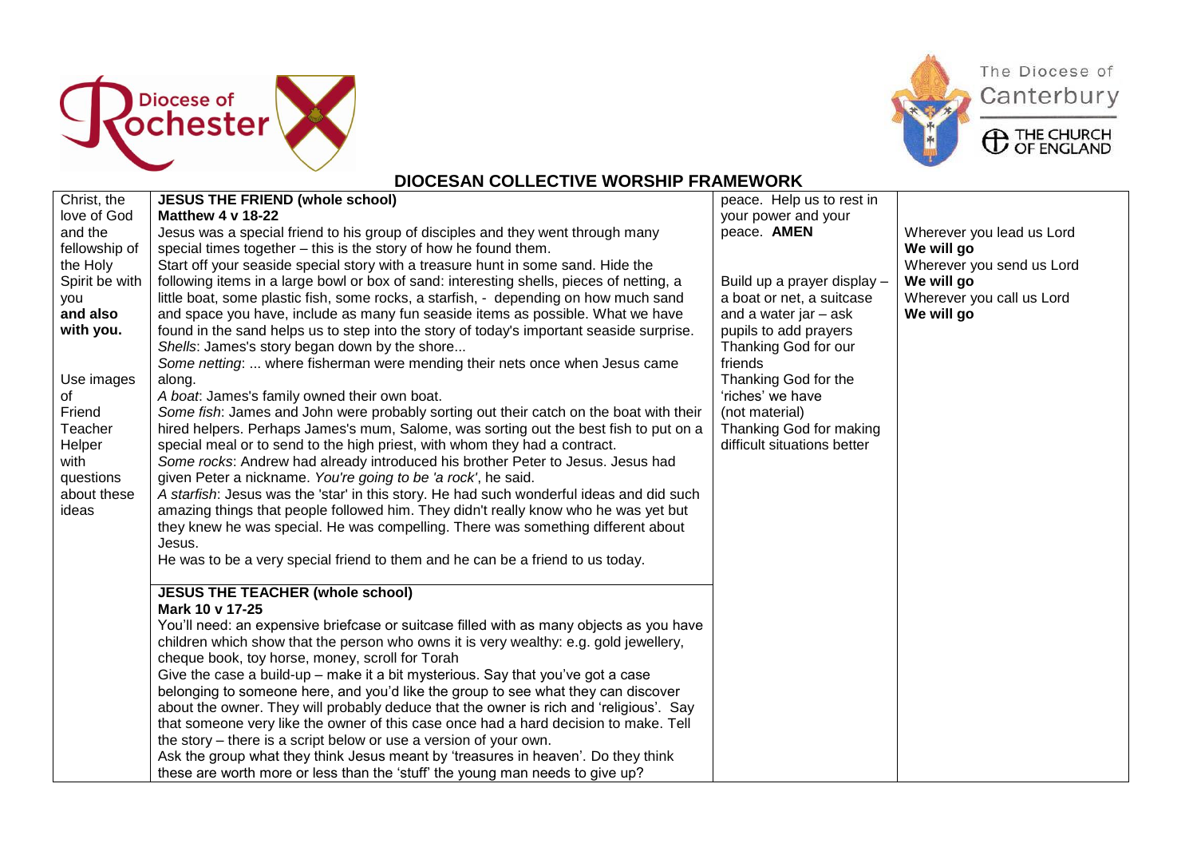## DIOCESAN COLLECTIVE WORSHIP FRAMEWORK

| | | | |
|---|---|---|---|
| Christ, the love of God and the fellowship of the Holy Spirit be with you **and also with you.**<br><br>Use images of Friend Teacher Helper with questions about these ideas | **JESUS THE FRIEND (whole school)**<br>**Matthew 4 v 18-22**<br>Jesus was a special friend to his group of disciples and they went through many special times together – this is the story of how he found them.<br>Start off your seaside special story with a treasure hunt in some sand. Hide the following items in a large bowl or box of sand: interesting shells, pieces of netting, a little boat, some plastic fish, some rocks, a starfish, - depending on how much sand and space you have, include as many fun seaside items as possible. What we have found in the sand helps us to step into the story of today's important seaside surprise.<br>*Shells*: James's story began down by the shore...<br>*Some netting*: ... where fisherman were mending their nets once when Jesus came along.<br>*A boat*: James's family owned their own boat.<br>*Some fish*: James and John were probably sorting out their catch on the boat with their hired helpers. Perhaps James's mum, Salome, was sorting out the best fish to put on a special meal or to send to the high priest, with whom they had a contract.<br>*Some rocks*: Andrew had already introduced his brother Peter to Jesus. Jesus had given Peter a nickname. *You're going to be 'a rock'*, he said.<br>*A starfish*: Jesus was the 'star' in this story. He had such wonderful ideas and did such amazing things that people followed him. They didn't really know who he was yet but they knew he was special. He was compelling. There was something different about Jesus.<br>He was to be a very special friend to them and he can be a friend to us today.<br><br>**JESUS THE TEACHER (whole school)**<br>**Mark 10 v 17-25**<br>You'll need: an expensive briefcase or suitcase filled with as many objects as you have children which show that the person who owns it is very wealthy: e.g. gold jewellery, cheque book, toy horse, money, scroll for Torah<br>Give the case a build-up – make it a bit mysterious. Say that you've got a case belonging to someone here, and you'd like the group to see what they can discover about the owner. They will probably deduce that the owner is rich and 'religious'. Say that someone very like the owner of this case once had a hard decision to make. Tell the story – there is a script below or use a version of your own.<br>Ask the group what they think Jesus meant by 'treasures in heaven'. Do they think these are worth more or less than the 'stuff' the young man needs to give up? | peace. Help us to rest in your power and your peace. **AMEN**<br><br>Build up a prayer display – a boat or net, a suitcase and a water jar – ask pupils to add prayers<br>Thanking God for our friends<br>Thanking God for the 'riches' we have (not material)<br>Thanking God for making difficult situations better | Wherever you lead us Lord<br>**We will go**<br>Wherever you send us Lord<br>**We will go**<br>Wherever you call us Lord<br>**We will go** |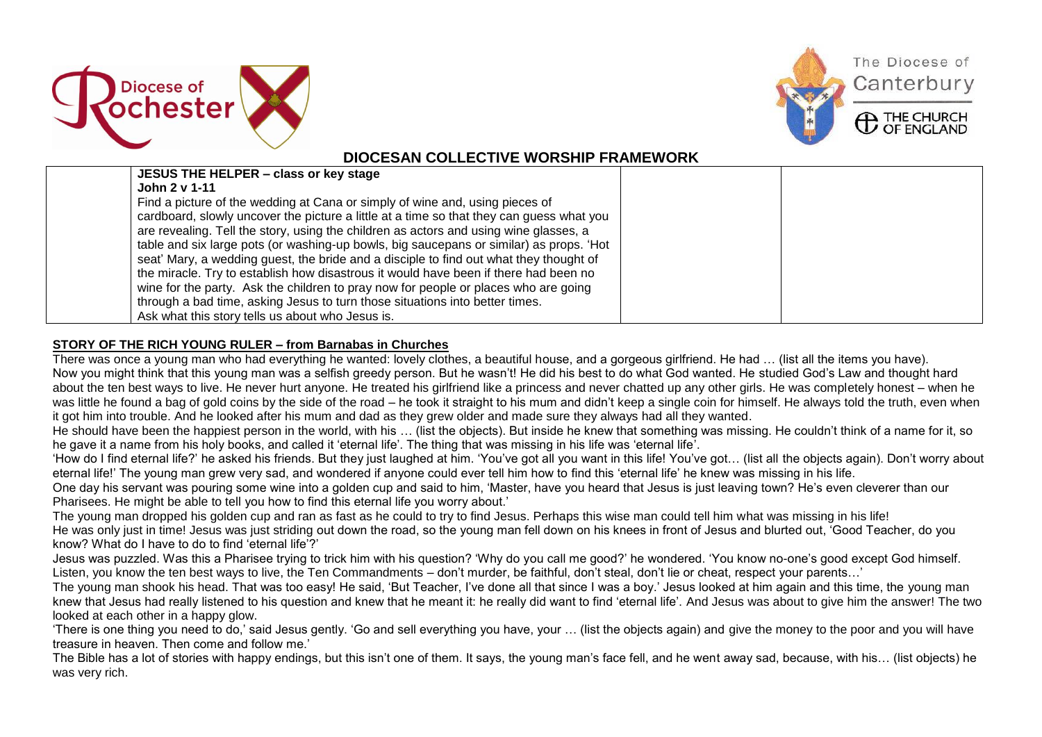## DIOCESAN COLLECTIVE WORSHIP FRAMEWORK

| | | | |
|---|---|---|---|
| | **JESUS THE HELPER – class or key stage**<br>**John 2 v 1-11**<br>Find a picture of the wedding at Cana or simply of wine and, using pieces of cardboard, slowly uncover the picture a little at a time so that they can guess what you are revealing. Tell the story, using the children as actors and using wine glasses, a table and six large pots (or washing-up bowls, big saucepans or similar) as props. 'Hot seat' Mary, a wedding guest, the bride and a disciple to find out what they thought of the miracle. Try to establish how disastrous it would have been if there had been no wine for the party. Ask the children to pray now for people or places who are going through a bad time, asking Jesus to turn those situations into better times.<br>Ask what this story tells us about who Jesus is. | | |

### STORY OF THE RICH YOUNG RULER – from Barnabas in Churches

There was once a young man who had everything he wanted: lovely clothes, a beautiful house, and a gorgeous girlfriend. He had … (list all the items you have).

Now you might think that this young man was a selfish greedy person. But he wasn't! He did his best to do what God wanted. He studied God's Law and thought hard about the ten best ways to live. He never hurt anyone. He treated his girlfriend like a princess and never chatted up any other girls. He was completely honest – when he was little he found a bag of gold coins by the side of the road – he took it straight to his mum and didn't keep a single coin for himself. He always told the truth, even when it got him into trouble. And he looked after his mum and dad as they grew older and made sure they always had all they wanted.

He should have been the happiest person in the world, with his … (list the objects). But inside he knew that something was missing. He couldn't think of a name for it, so he gave it a name from his holy books, and called it 'eternal life'. The thing that was missing in his life was 'eternal life'.

'How do I find eternal life?' he asked his friends. But they just laughed at him. 'You've got all you want in this life! You've got… (list all the objects again). Don't worry about eternal life!' The young man grew very sad, and wondered if anyone could ever tell him how to find this 'eternal life' he knew was missing in his life.

One day his servant was pouring some wine into a golden cup and said to him, 'Master, have you heard that Jesus is just leaving town? He's even cleverer than our Pharisees. He might be able to tell you how to find this eternal life you worry about.'

The young man dropped his golden cup and ran as fast as he could to try to find Jesus. Perhaps this wise man could tell him what was missing in his life!

He was only just in time! Jesus was just striding out down the road, so the young man fell down on his knees in front of Jesus and blurted out, 'Good Teacher, do you know? What do I have to do to find 'eternal life'?'

Jesus was puzzled. Was this a Pharisee trying to trick him with his question? 'Why do you call me good?' he wondered. 'You know no-one's good except God himself. Listen, you know the ten best ways to live, the Ten Commandments – don't murder, be faithful, don't steal, don't lie or cheat, respect your parents…'

The young man shook his head. That was too easy! He said, 'But Teacher, I've done all that since I was a boy.' Jesus looked at him again and this time, the young man knew that Jesus had really listened to his question and knew that he meant it: he really did want to find 'eternal life'. And Jesus was about to give him the answer! The two looked at each other in a happy glow.

'There is one thing you need to do,' said Jesus gently. 'Go and sell everything you have, your … (list the objects again) and give the money to the poor and you will have treasure in heaven. Then come and follow me.'

The Bible has a lot of stories with happy endings, but this isn't one of them. It says, the young man's face fell, and he went away sad, because, with his… (list objects) he was very rich.